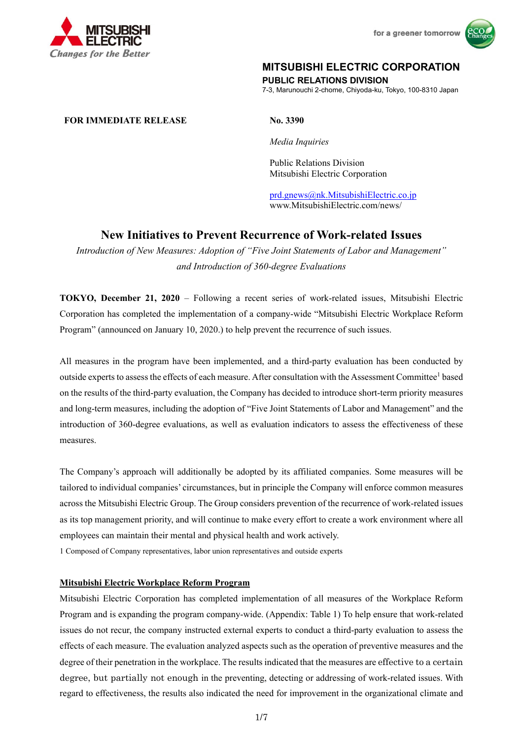MITSUBISHI ELECTRIC
Changes for the Better

for a greener tomorrow

**MITSUBISHI ELECTRIC CORPORATION**
**PUBLIC RELATIONS DIVISION**
7-3, Marunouchi 2-chome, Chiyoda-ku, Tokyo, 100-8310 Japan

**FOR IMMEDIATE RELEASE**

**No. 3390**

*Media Inquiries*

Public Relations Division
Mitsubishi Electric Corporation

prd.gnews@nk.MitsubishiElectric.co.jp
www.MitsubishiElectric.com/news/

# New Initiatives to Prevent Recurrence of Work-related Issues

*Introduction of New Measures: Adoption of "Five Joint Statements of Labor and Management" and Introduction of 360-degree Evaluations*

**TOKYO, December 21, 2020** – Following a recent series of work-related issues, Mitsubishi Electric Corporation has completed the implementation of a company-wide "Mitsubishi Electric Workplace Reform Program" (announced on January 10, 2020.) to help prevent the recurrence of such issues.

All measures in the program have been implemented, and a third-party evaluation has been conducted by outside experts to assess the effects of each measure. After consultation with the Assessment Committee[1] based on the results of the third-party evaluation, the Company has decided to introduce short-term priority measures and long-term measures, including the adoption of "Five Joint Statements of Labor and Management" and the introduction of 360-degree evaluations, as well as evaluation indicators to assess the effectiveness of these measures.

The Company's approach will additionally be adopted by its affiliated companies. Some measures will be tailored to individual companies' circumstances, but in principle the Company will enforce common measures across the Mitsubishi Electric Group. The Group considers prevention of the recurrence of work-related issues as its top management priority, and will continue to make every effort to create a work environment where all employees can maintain their mental and physical health and work actively.

1 Composed of Company representatives, labor union representatives and outside experts

## Mitsubishi Electric Workplace Reform Program

Mitsubishi Electric Corporation has completed implementation of all measures of the Workplace Reform Program and is expanding the program company-wide. (Appendix: Table 1) To help ensure that work-related issues do not recur, the company instructed external experts to conduct a third-party evaluation to assess the effects of each measure. The evaluation analyzed aspects such as the operation of preventive measures and the degree of their penetration in the workplace. The results indicated that the measures are effective to a certain degree, but partially not enough in the preventing, detecting or addressing of work-related issues. With regard to effectiveness, the results also indicated the need for improvement in the organizational climate and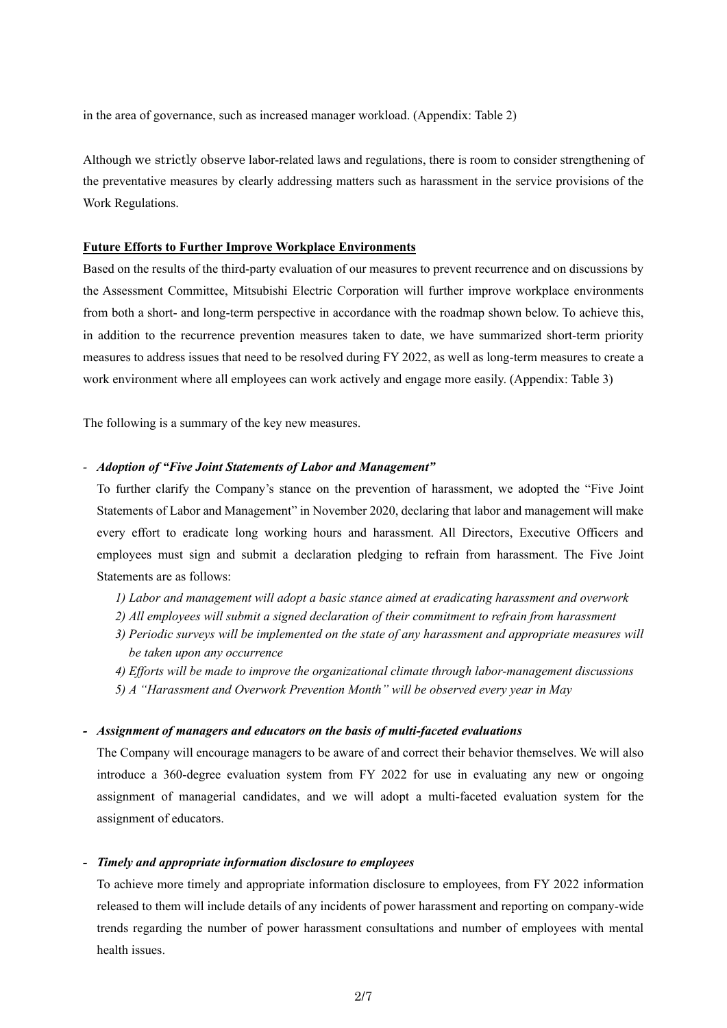in the area of governance, such as increased manager workload. (Appendix: Table 2)

Although we strictly observe labor-related laws and regulations, there is room to consider strengthening of the preventative measures by clearly addressing matters such as harassment in the service provisions of the Work Regulations.

**Future Efforts to Further Improve Workplace Environments**

Based on the results of the third-party evaluation of our measures to prevent recurrence and on discussions by the Assessment Committee, Mitsubishi Electric Corporation will further improve workplace environments from both a short- and long-term perspective in accordance with the roadmap shown below. To achieve this, in addition to the recurrence prevention measures taken to date, we have summarized short-term priority measures to address issues that need to be resolved during FY 2022, as well as long-term measures to create a work environment where all employees can work actively and engage more easily. (Appendix: Table 3)

The following is a summary of the key new measures.

- ***Adoption of "Five Joint Statements of Labor and Management"***

  To further clarify the Company's stance on the prevention of harassment, we adopted the "Five Joint Statements of Labor and Management" in November 2020, declaring that labor and management will make every effort to eradicate long working hours and harassment. All Directors, Executive Officers and employees must sign and submit a declaration pledging to refrain from harassment. The Five Joint Statements are as follows:

  *1) Labor and management will adopt a basic stance aimed at eradicating harassment and overwork*
  *2) All employees will submit a signed declaration of their commitment to refrain from harassment*
  *3) Periodic surveys will be implemented on the state of any harassment and appropriate measures will be taken upon any occurrence*
  *4) Efforts will be made to improve the organizational climate through labor-management discussions*
  *5) A "Harassment and Overwork Prevention Month" will be observed every year in May*

- ***Assignment of managers and educators on the basis of multi-faceted evaluations***

  The Company will encourage managers to be aware of and correct their behavior themselves. We will also introduce a 360-degree evaluation system from FY 2022 for use in evaluating any new or ongoing assignment of managerial candidates, and we will adopt a multi-faceted evaluation system for the assignment of educators.

- ***Timely and appropriate information disclosure to employees***

  To achieve more timely and appropriate information disclosure to employees, from FY 2022 information released to them will include details of any incidents of power harassment and reporting on company-wide trends regarding the number of power harassment consultations and number of employees with mental health issues.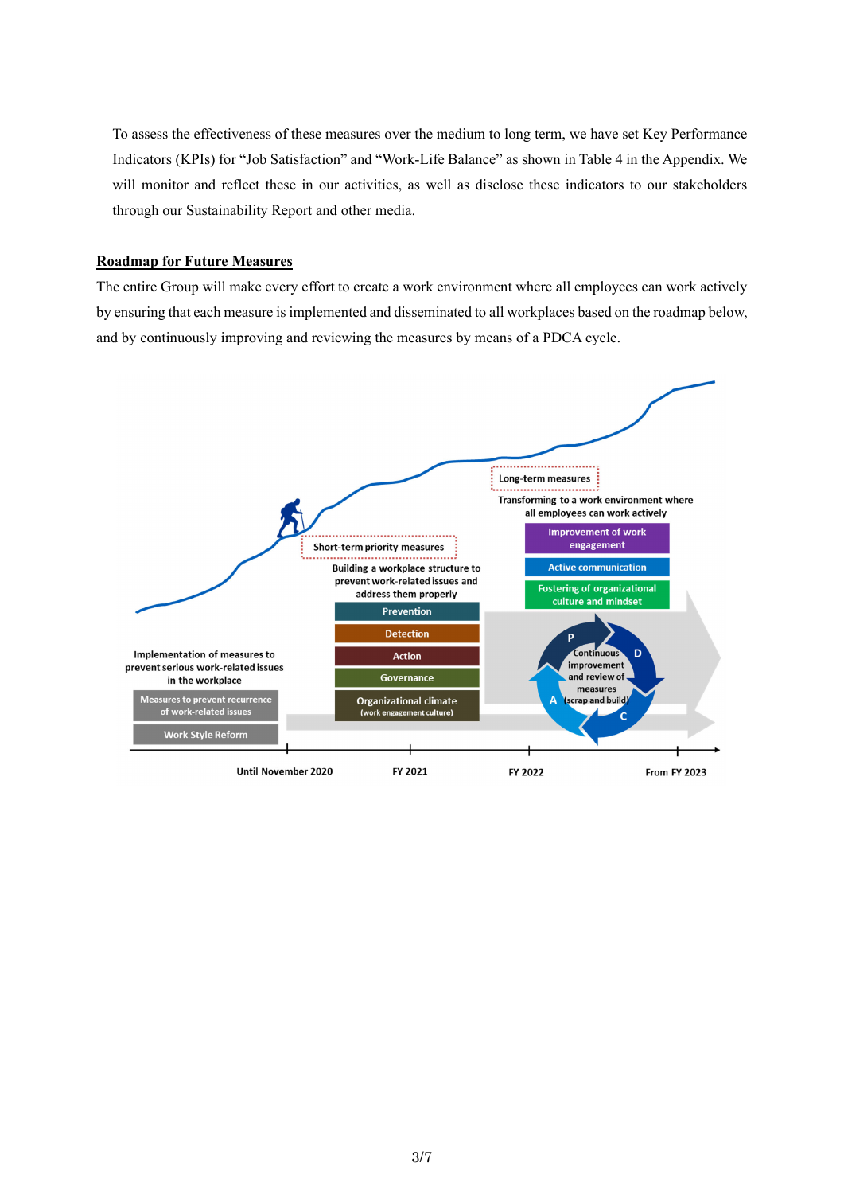To assess the effectiveness of these measures over the medium to long term, we have set Key Performance Indicators (KPIs) for "Job Satisfaction" and "Work-Life Balance" as shown in Table 4 in the Appendix. We will monitor and reflect these in our activities, as well as disclose these indicators to our stakeholders through our Sustainability Report and other media.

**Roadmap for Future Measures**

The entire Group will make every effort to create a work environment where all employees can work actively by ensuring that each measure is implemented and disseminated to all workplaces based on the roadmap below, and by continuously improving and reviewing the measures by means of a PDCA cycle.

Implementation of measures to prevent serious work-related issues in the workplace

- Measures to prevent recurrence of work-related issues
- Work Style Reform

Short-term priority measures

Building a workplace structure to prevent work-related issues and address them properly

- Prevention
- Detection
- Action
- Governance
- Organizational climate (work engagement culture)

Long-term measures

Transforming to a work environment where all employees can work actively

- Improvement of work engagement
- Active communication
- Fostering of organizational culture and mindset

P D C A — Continuous improvement and review of measures (scrap and build)

Until November 2020 | FY 2021 | FY 2022 | From FY 2023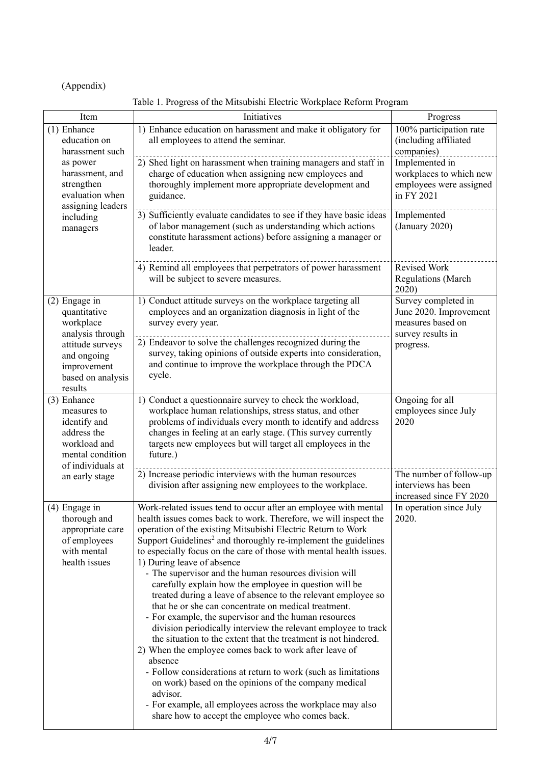(Appendix)

Table 1. Progress of the Mitsubishi Electric Workplace Reform Program

| Item | Initiatives | Progress |
|---|---|---|
| (1) Enhance education on harassment such as power harassment, and strengthen evaluation when assigning leaders including managers | 1) Enhance education on harassment and make it obligatory for all employees to attend the seminar. | 100% participation rate (including affiliated companies) |
| | 2) Shed light on harassment when training managers and staff in charge of education when assigning new employees and thoroughly implement more appropriate development and guidance. | Implemented in workplaces to which new employees were assigned in FY 2021 |
| | 3) Sufficiently evaluate candidates to see if they have basic ideas of labor management (such as understanding which actions constitute harassment actions) before assigning a manager or leader. | Implemented (January 2020) |
| | 4) Remind all employees that perpetrators of power harassment will be subject to severe measures. | Revised Work Regulations (March 2020) |
| (2) Engage in quantitative workplace analysis through attitude surveys and ongoing improvement based on analysis results | 1) Conduct attitude surveys on the workplace targeting all employees and an organization diagnosis in light of the survey every year. | Survey completed in June 2020. Improvement measures based on survey results in progress. |
| | 2) Endeavor to solve the challenges recognized during the survey, taking opinions of outside experts into consideration, and continue to improve the workplace through the PDCA cycle. | |
| (3) Enhance measures to identify and address the workload and mental condition of individuals at an early stage | 1) Conduct a questionnaire survey to check the workload, workplace human relationships, stress status, and other problems of individuals every month to identify and address changes in feeling at an early stage. (This survey currently targets new employees but will target all employees in the future.) | Ongoing for all employees since July 2020 |
| | 2) Increase periodic interviews with the human resources division after assigning new employees to the workplace. | The number of follow-up interviews has been increased since FY 2020 |
| (4) Engage in thorough and appropriate care of employees with mental health issues | Work-related issues tend to occur after an employee with mental health issues comes back to work. Therefore, we will inspect the operation of the existing Mitsubishi Electric Return to Work Support Guidelines[2] and thoroughly re-implement the guidelines to especially focus on the care of those with mental health issues.<br>1) During leave of absence<br>- The supervisor and the human resources division will carefully explain how the employee in question will be treated during a leave of absence to the relevant employee so that he or she can concentrate on medical treatment.<br>- For example, the supervisor and the human resources division periodically interview the relevant employee to track the situation to the extent that the treatment is not hindered.<br>2) When the employee comes back to work after leave of absence<br>- Follow considerations at return to work (such as limitations on work) based on the opinions of the company medical advisor.<br>- For example, all employees across the workplace may also share how to accept the employee who comes back. | In operation since July 2020. |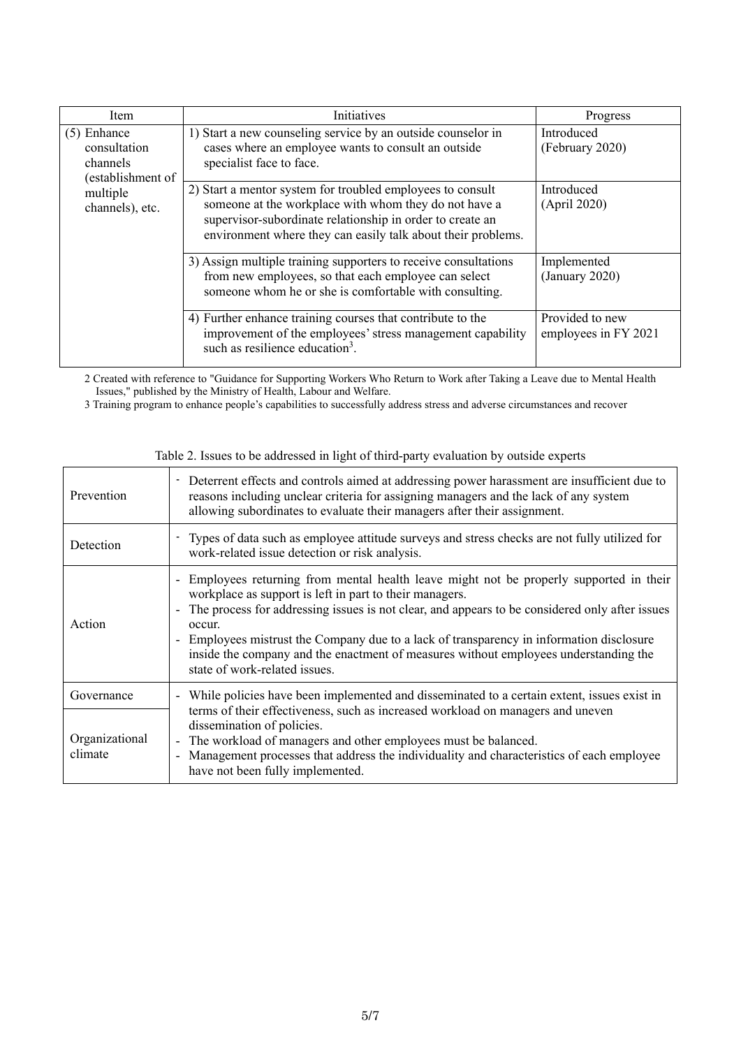| Item | Initiatives | Progress |
|---|---|---|
| (5) Enhance consultation channels (establishment of multiple channels), etc. | 1) Start a new counseling service by an outside counselor in cases where an employee wants to consult an outside specialist face to face. | Introduced (February 2020) |
| | 2) Start a mentor system for troubled employees to consult someone at the workplace with whom they do not have a supervisor-subordinate relationship in order to create an environment where they can easily talk about their problems. | Introduced (April 2020) |
| | 3) Assign multiple training supporters to receive consultations from new employees, so that each employee can select someone whom he or she is comfortable with consulting. | Implemented (January 2020) |
| | 4) Further enhance training courses that contribute to the improvement of the employees' stress management capability such as resilience education[3]. | Provided to new employees in FY 2021 |

2 Created with reference to "Guidance for Supporting Workers Who Return to Work after Taking a Leave due to Mental Health Issues," published by the Ministry of Health, Labour and Welfare.

3 Training program to enhance people's capabilities to successfully address stress and adverse circumstances and recover

Table 2. Issues to be addressed in light of third-party evaluation by outside experts

| | |
|---|---|
| Prevention | - Deterrent effects and controls aimed at addressing power harassment are insufficient due to reasons including unclear criteria for assigning managers and the lack of any system allowing subordinates to evaluate their managers after their assignment. |
| Detection | - Types of data such as employee attitude surveys and stress checks are not fully utilized for work-related issue detection or risk analysis. |
| Action | - Employees returning from mental health leave might not be properly supported in their workplace as support is left in part to their managers.<br>- The process for addressing issues is not clear, and appears to be considered only after issues occur.<br>- Employees mistrust the Company due to a lack of transparency in information disclosure inside the company and the enactment of measures without employees understanding the state of work-related issues. |
| Governance<br><br>Organizational climate | - While policies have been implemented and disseminated to a certain extent, issues exist in terms of their effectiveness, such as increased workload on managers and uneven dissemination of policies.<br>- The workload of managers and other employees must be balanced.<br>- Management processes that address the individuality and characteristics of each employee have not been fully implemented. |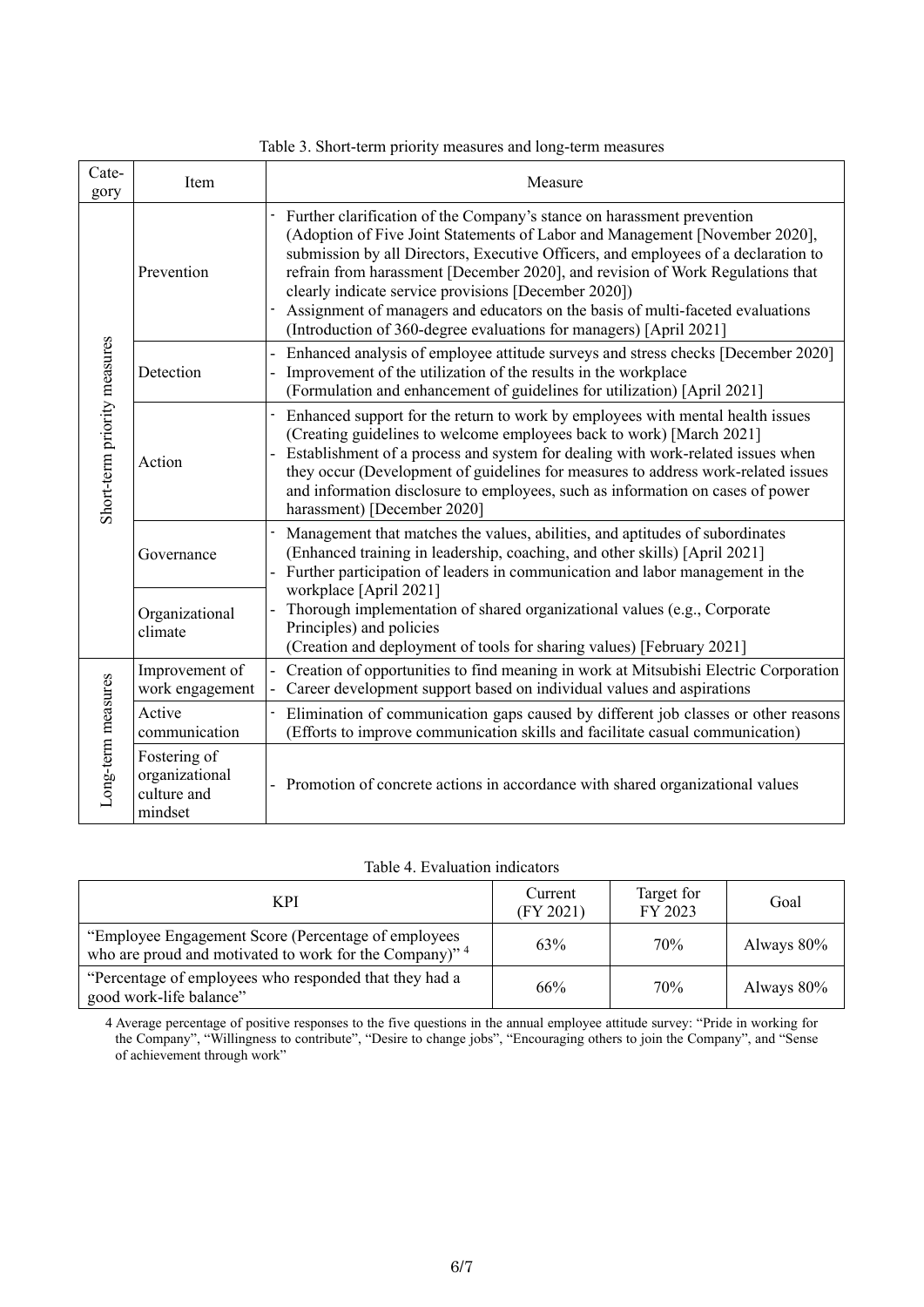Table 3. Short-term priority measures and long-term measures

| Category | Item | Measure |
|---|---|---|
| Short-term priority measures | Prevention | - Further clarification of the Company's stance on harassment prevention (Adoption of Five Joint Statements of Labor and Management [November 2020], submission by all Directors, Executive Officers, and employees of a declaration to refrain from harassment [December 2020], and revision of Work Regulations that clearly indicate service provisions [December 2020])<br>- Assignment of managers and educators on the basis of multi-faceted evaluations (Introduction of 360-degree evaluations for managers) [April 2021] |
| | Detection | - Enhanced analysis of employee attitude surveys and stress checks [December 2020]<br>- Improvement of the utilization of the results in the workplace (Formulation and enhancement of guidelines for utilization) [April 2021] |
| | Action | - Enhanced support for the return to work by employees with mental health issues (Creating guidelines to welcome employees back to work) [March 2021]<br>- Establishment of a process and system for dealing with work-related issues when they occur (Development of guidelines for measures to address work-related issues and information disclosure to employees, such as information on cases of power harassment) [December 2020] |
| | Governance | - Management that matches the values, abilities, and aptitudes of subordinates (Enhanced training in leadership, coaching, and other skills) [April 2021]<br>- Further participation of leaders in communication and labor management in the workplace [April 2021]<br>- Thorough implementation of shared organizational values (e.g., Corporate Principles) and policies (Creation and deployment of tools for sharing values) [February 2021] |
| | Organizational climate | |
| Long-term measures | Improvement of work engagement | - Creation of opportunities to find meaning in work at Mitsubishi Electric Corporation<br>- Career development support based on individual values and aspirations |
| | Active communication | - Elimination of communication gaps caused by different job classes or other reasons (Efforts to improve communication skills and facilitate casual communication) |
| | Fostering of organizational culture and mindset | - Promotion of concrete actions in accordance with shared organizational values |

Table 4. Evaluation indicators

| KPI | Current (FY 2021) | Target for FY 2023 | Goal |
|---|---|---|---|
| "Employee Engagement Score (Percentage of employees who are proud and motivated to work for the Company)" [4] | 63% | 70% | Always 80% |
| "Percentage of employees who responded that they had a good work-life balance" | 66% | 70% | Always 80% |

4 Average percentage of positive responses to the five questions in the annual employee attitude survey: "Pride in working for the Company", "Willingness to contribute", "Desire to change jobs", "Encouraging others to join the Company", and "Sense of achievement through work"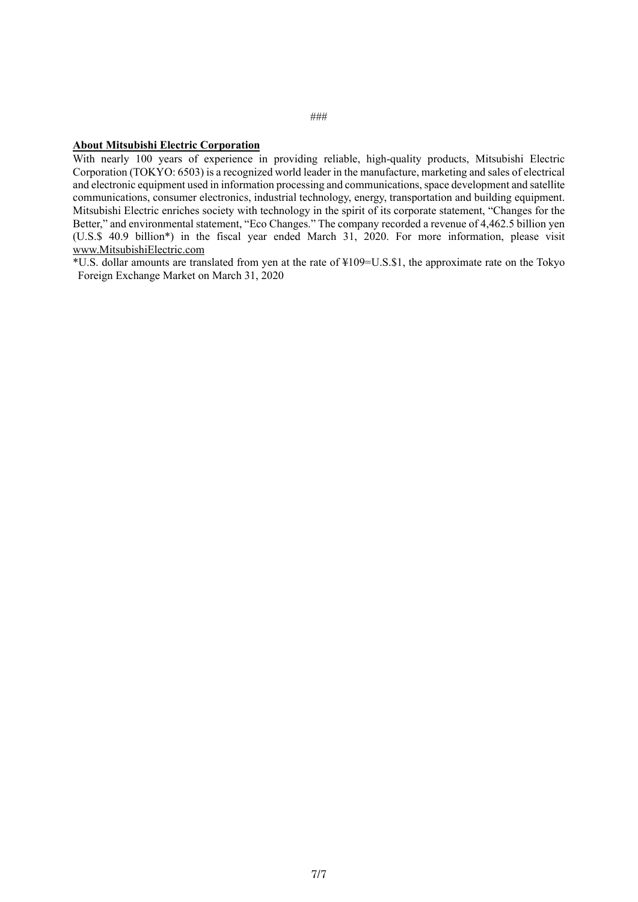###

**About Mitsubishi Electric Corporation**

With nearly 100 years of experience in providing reliable, high-quality products, Mitsubishi Electric Corporation (TOKYO: 6503) is a recognized world leader in the manufacture, marketing and sales of electrical and electronic equipment used in information processing and communications, space development and satellite communications, consumer electronics, industrial technology, energy, transportation and building equipment. Mitsubishi Electric enriches society with technology in the spirit of its corporate statement, "Changes for the Better," and environmental statement, "Eco Changes." The company recorded a revenue of 4,462.5 billion yen (U.S.$ 40.9 billion*) in the fiscal year ended March 31, 2020. For more information, please visit www.MitsubishiElectric.com

*U.S. dollar amounts are translated from yen at the rate of ¥109=U.S.$1, the approximate rate on the Tokyo Foreign Exchange Market on March 31, 2020